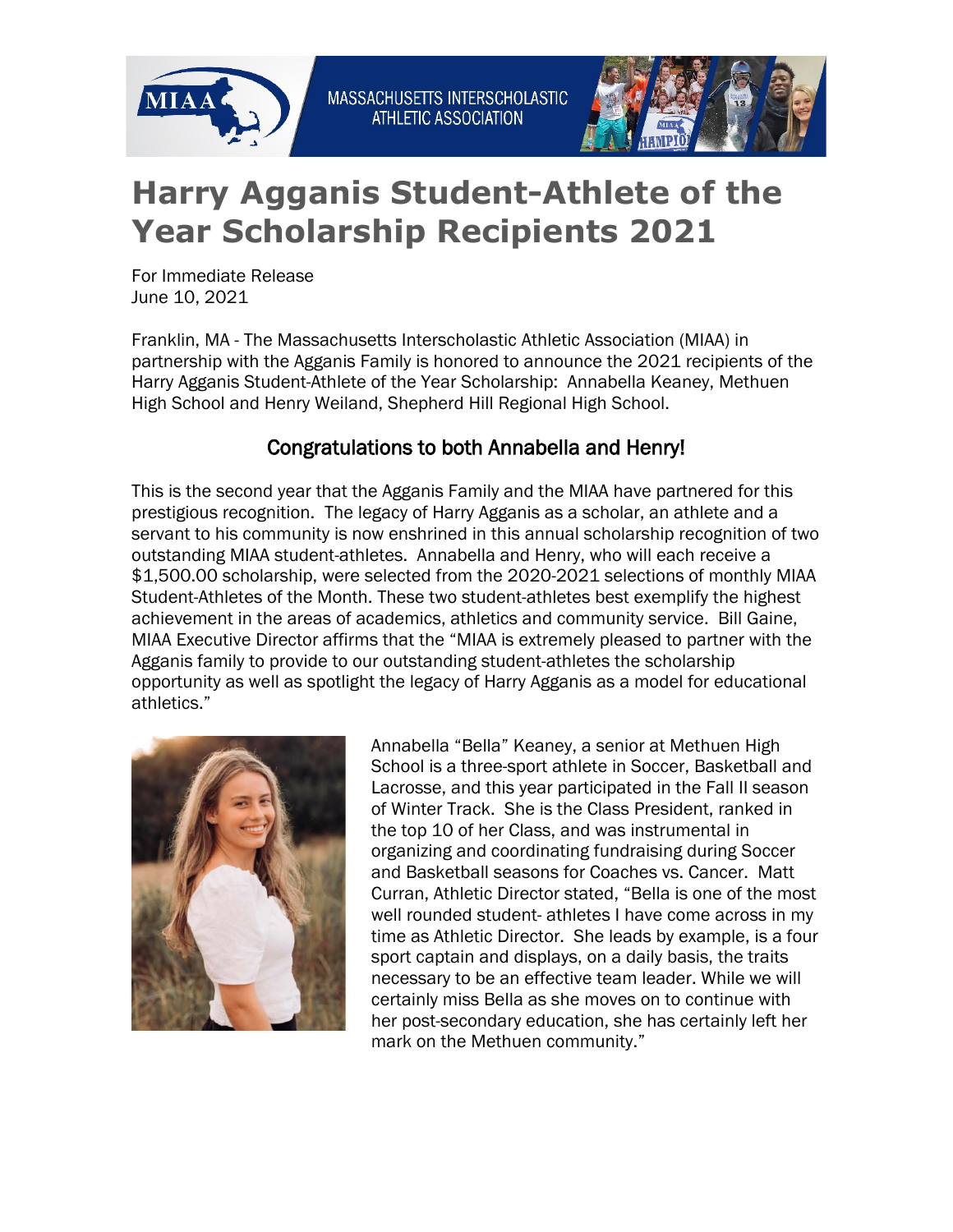# Harry Agganis Student-Athlete of the Year Scholarship Recipients 2021

For Immediate Release
June 10, 2021

Franklin, MA - The Massachusetts Interscholastic Athletic Association (MIAA) in partnership with the Agganis Family is honored to announce the 2021 recipients of the Harry Agganis Student-Athlete of the Year Scholarship: Annabella Keaney, Methuen High School and Henry Weiland, Shepherd Hill Regional High School.

## Congratulations to both Annabella and Henry!

This is the second year that the Agganis Family and the MIAA have partnered for this prestigious recognition. The legacy of Harry Agganis as a scholar, an athlete and a servant to his community is now enshrined in this annual scholarship recognition of two outstanding MIAA student-athletes. Annabella and Henry, who will each receive a $1,500.00 scholarship, were selected from the 2020-2021 selections of monthly MIAA Student-Athletes of the Month. These two student-athletes best exemplify the highest achievement in the areas of academics, athletics and community service. Bill Gaine, MIAA Executive Director affirms that the "MIAA is extremely pleased to partner with the Agganis family to provide to our outstanding student-athletes the scholarship opportunity as well as spotlight the legacy of Harry Agganis as a model for educational athletics."

Annabella "Bella" Keaney, a senior at Methuen High School is a three-sport athlete in Soccer, Basketball and Lacrosse, and this year participated in the Fall II season of Winter Track. She is the Class President, ranked in the top 10 of her Class, and was instrumental in organizing and coordinating fundraising during Soccer and Basketball seasons for Coaches vs. Cancer. Matt Curran, Athletic Director stated, "Bella is one of the most well rounded student- athletes I have come across in my time as Athletic Director. She leads by example, is a four sport captain and displays, on a daily basis, the traits necessary to be an effective team leader. While we will certainly miss Bella as she moves on to continue with her post-secondary education, she has certainly left her mark on the Methuen community."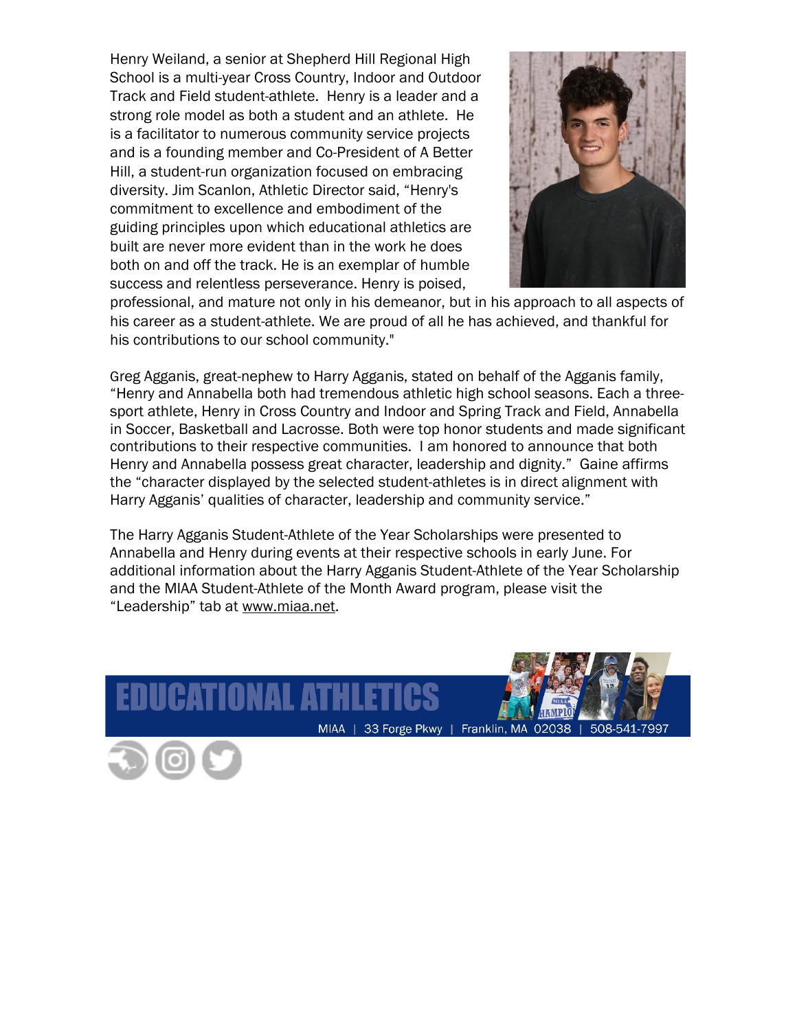Henry Weiland, a senior at Shepherd Hill Regional High School is a multi-year Cross Country, Indoor and Outdoor Track and Field student-athlete. Henry is a leader and a strong role model as both a student and an athlete. He is a facilitator to numerous community service projects and is a founding member and Co-President of A Better Hill, a student-run organization focused on embracing diversity. Jim Scanlon, Athletic Director said, "Henry's commitment to excellence and embodiment of the guiding principles upon which educational athletics are built are never more evident than in the work he does both on and off the track. He is an exemplar of humble success and relentless perseverance. Henry is poised, professional, and mature not only in his demeanor, but in his approach to all aspects of his career as a student-athlete. We are proud of all he has achieved, and thankful for his contributions to our school community."

Greg Agganis, great-nephew to Harry Agganis, stated on behalf of the Agganis family, "Henry and Annabella both had tremendous athletic high school seasons. Each a three-sport athlete, Henry in Cross Country and Indoor and Spring Track and Field, Annabella in Soccer, Basketball and Lacrosse. Both were top honor students and made significant contributions to their respective communities. I am honored to announce that both Henry and Annabella possess great character, leadership and dignity." Gaine affirms the "character displayed by the selected student-athletes is in direct alignment with Harry Agganis' qualities of character, leadership and community service."

The Harry Agganis Student-Athlete of the Year Scholarships were presented to Annabella and Henry during events at their respective schools in early June. For additional information about the Harry Agganis Student-Athlete of the Year Scholarship and the MIAA Student-Athlete of the Month Award program, please visit the "Leadership" tab at www.miaa.net.

EDUCATIONAL ATHLETICS

MIAA | 33 Forge Pkwy | Franklin, MA 02038 | 508-541-7997